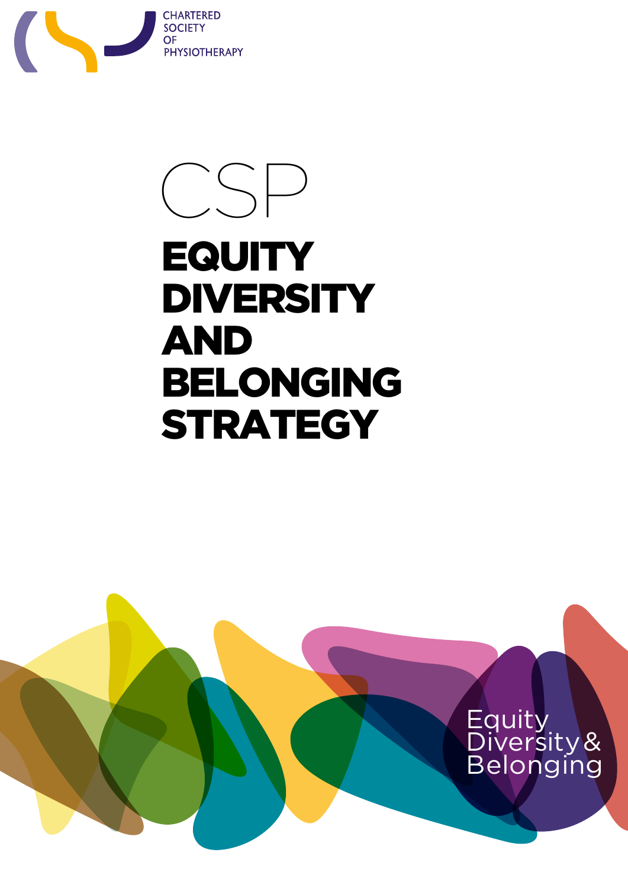CHARTERED SOCIETY OF PHYSIOTHERAPY

# CSP EQUITY DIVERSITY AND BELONGING STRATEGY

Equity Diversity & Belonging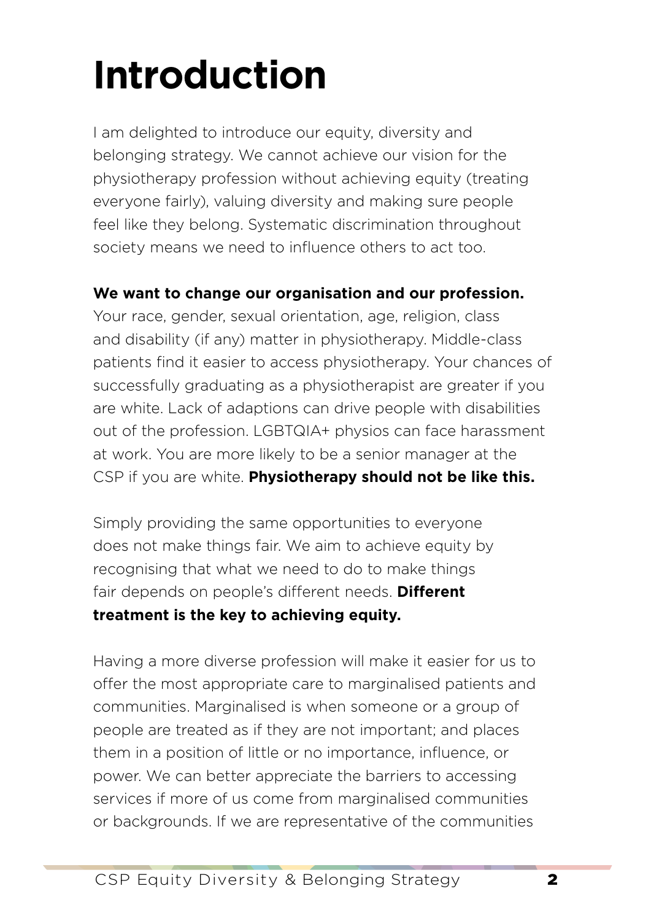# Introduction

I am delighted to introduce our equity, diversity and belonging strategy. We cannot achieve our vision for the physiotherapy profession without achieving equity (treating everyone fairly), valuing diversity and making sure people feel like they belong. Systematic discrimination throughout society means we need to influence others to act too.

**We want to change our organisation and our profession.** Your race, gender, sexual orientation, age, religion, class and disability (if any) matter in physiotherapy. Middle-class patients find it easier to access physiotherapy. Your chances of successfully graduating as a physiotherapist are greater if you are white. Lack of adaptions can drive people with disabilities out of the profession. LGBTQIA+ physios can face harassment at work. You are more likely to be a senior manager at the CSP if you are white. **Physiotherapy should not be like this.**

Simply providing the same opportunities to everyone does not make things fair. We aim to achieve equity by recognising that what we need to do to make things fair depends on people's different needs. **Different treatment is the key to achieving equity.**

Having a more diverse profession will make it easier for us to offer the most appropriate care to marginalised patients and communities. Marginalised is when someone or a group of people are treated as if they are not important; and places them in a position of little or no importance, influence, or power. We can better appreciate the barriers to accessing services if more of us come from marginalised communities or backgrounds. If we are representative of the communities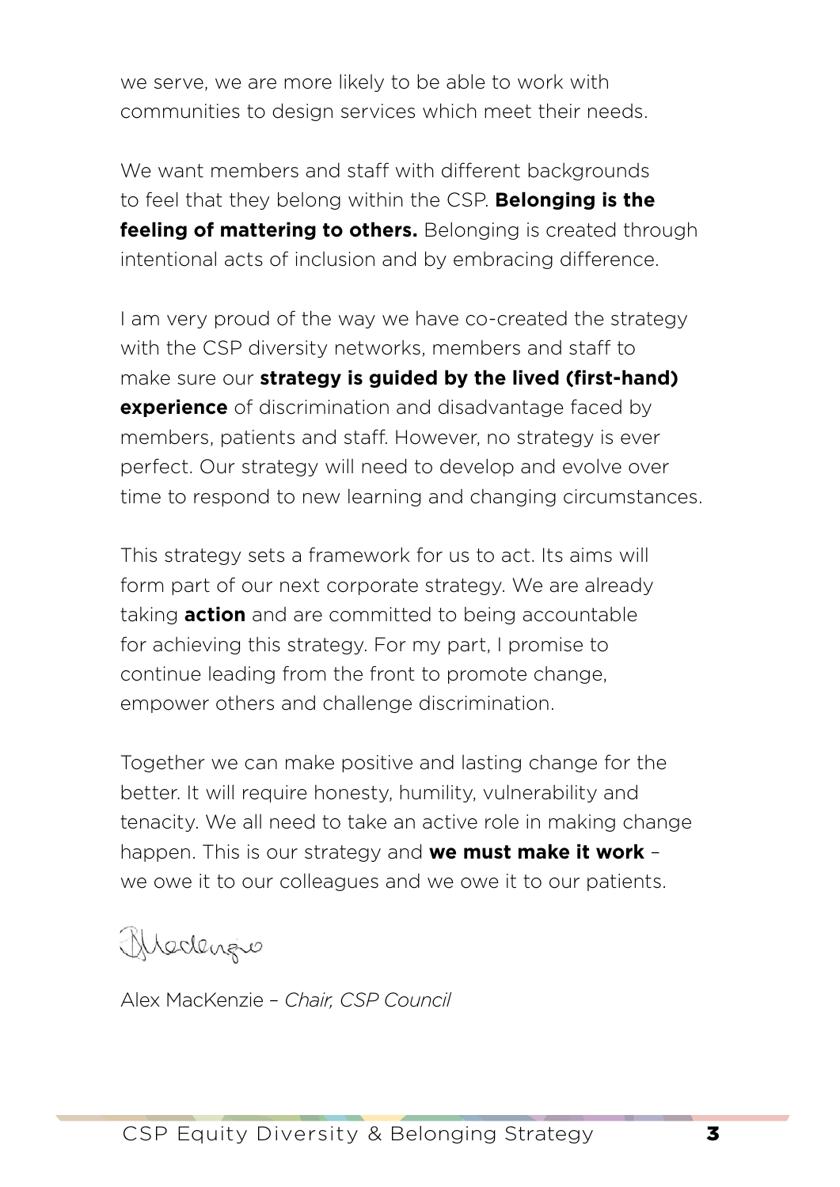we serve, we are more likely to be able to work with communities to design services which meet their needs.

We want members and staff with different backgrounds to feel that they belong within the CSP. **Belonging is the feeling of mattering to others.** Belonging is created through intentional acts of inclusion and by embracing difference.

I am very proud of the way we have co-created the strategy with the CSP diversity networks, members and staff to make sure our **strategy is guided by the lived (first-hand) experience** of discrimination and disadvantage faced by members, patients and staff. However, no strategy is ever perfect. Our strategy will need to develop and evolve over time to respond to new learning and changing circumstances.

This strategy sets a framework for us to act. Its aims will form part of our next corporate strategy. We are already taking **action** and are committed to being accountable for achieving this strategy. For my part, I promise to continue leading from the front to promote change, empower others and challenge discrimination.

Together we can make positive and lasting change for the better. It will require honesty, humility, vulnerability and tenacity. We all need to take an active role in making change happen. This is our strategy and **we must make it work** – we owe it to our colleagues and we owe it to our patients.

Alex MacKenzie – *Chair, CSP Council*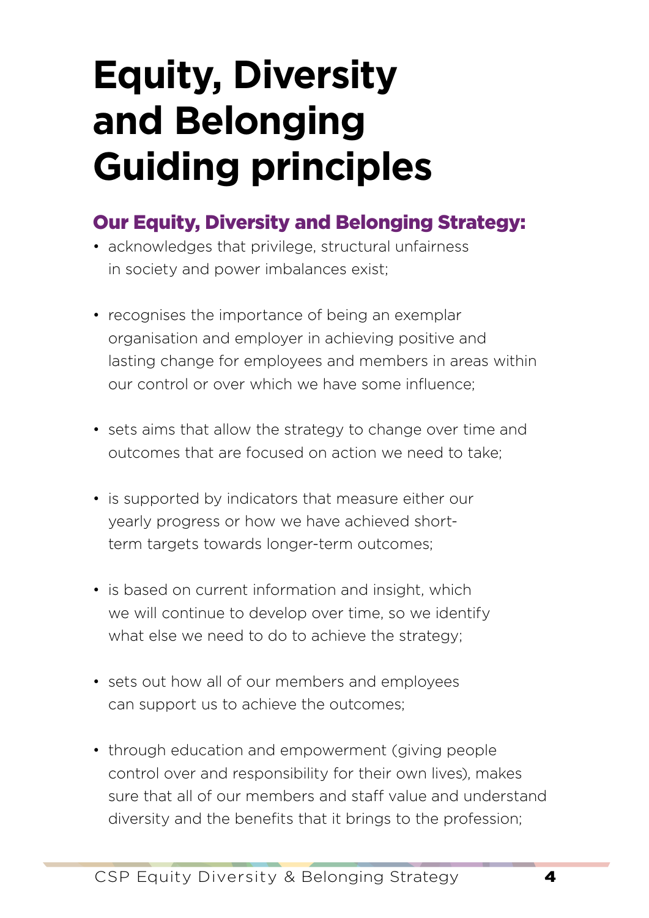# Equity, Diversity and Belonging Guiding principles

## Our Equity, Diversity and Belonging Strategy:

- acknowledges that privilege, structural unfairness in society and power imbalances exist;
- recognises the importance of being an exemplar organisation and employer in achieving positive and lasting change for employees and members in areas within our control or over which we have some influence;
- sets aims that allow the strategy to change over time and outcomes that are focused on action we need to take;
- is supported by indicators that measure either our yearly progress or how we have achieved short-term targets towards longer-term outcomes;
- is based on current information and insight, which we will continue to develop over time, so we identify what else we need to do to achieve the strategy;
- sets out how all of our members and employees can support us to achieve the outcomes;
- through education and empowerment (giving people control over and responsibility for their own lives), makes sure that all of our members and staff value and understand diversity and the benefits that it brings to the profession;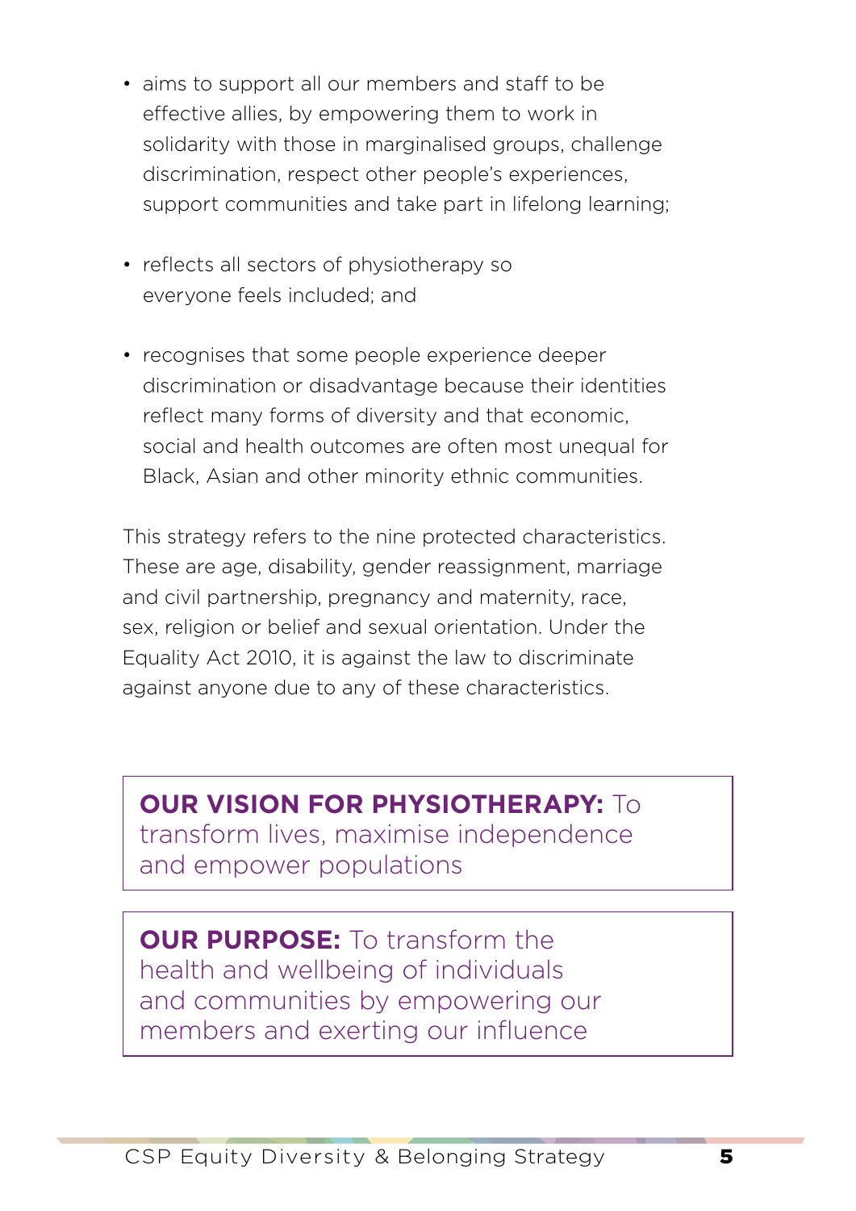- aims to support all our members and staff to be effective allies, by empowering them to work in solidarity with those in marginalised groups, challenge discrimination, respect other people's experiences, support communities and take part in lifelong learning;
- reflects all sectors of physiotherapy so everyone feels included; and
- recognises that some people experience deeper discrimination or disadvantage because their identities reflect many forms of diversity and that economic, social and health outcomes are often most unequal for Black, Asian and other minority ethnic communities.

This strategy refers to the nine protected characteristics. These are age, disability, gender reassignment, marriage and civil partnership, pregnancy and maternity, race, sex, religion or belief and sexual orientation. Under the Equality Act 2010, it is against the law to discriminate against anyone due to any of these characteristics.

**OUR VISION FOR PHYSIOTHERAPY:** To transform lives, maximise independence and empower populations

**OUR PURPOSE:** To transform the health and wellbeing of individuals and communities by empowering our members and exerting our influence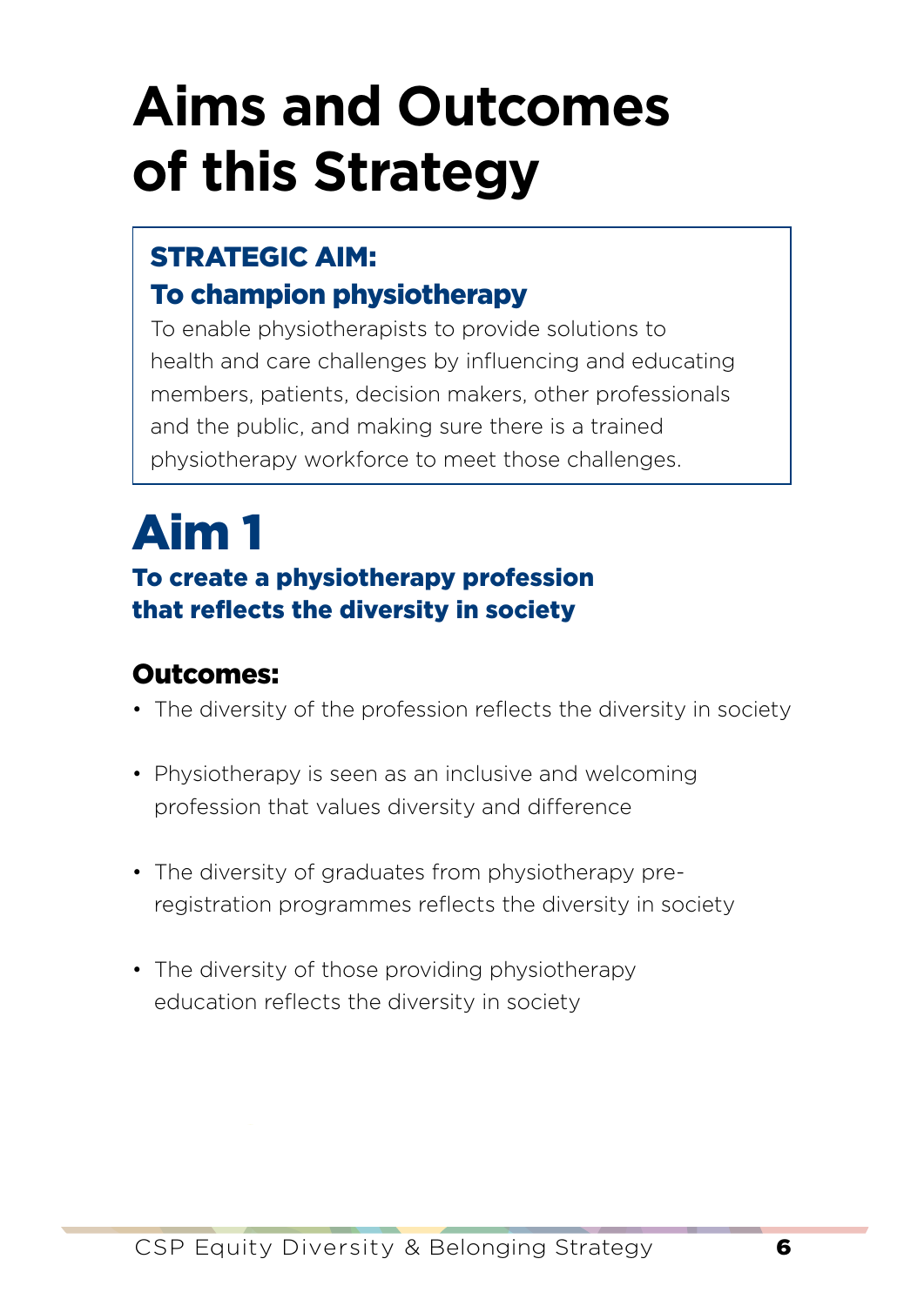# Aims and Outcomes of this Strategy

**STRATEGIC AIM:**
**To champion physiotherapy**

To enable physiotherapists to provide solutions to health and care challenges by influencing and educating members, patients, decision makers, other professionals and the public, and making sure there is a trained physiotherapy workforce to meet those challenges.

## Aim 1

### To create a physiotherapy profession that reflects the diversity in society

#### Outcomes:

- The diversity of the profession reflects the diversity in society
- Physiotherapy is seen as an inclusive and welcoming profession that values diversity and difference
- The diversity of graduates from physiotherapy pre-registration programmes reflects the diversity in society
- The diversity of those providing physiotherapy education reflects the diversity in society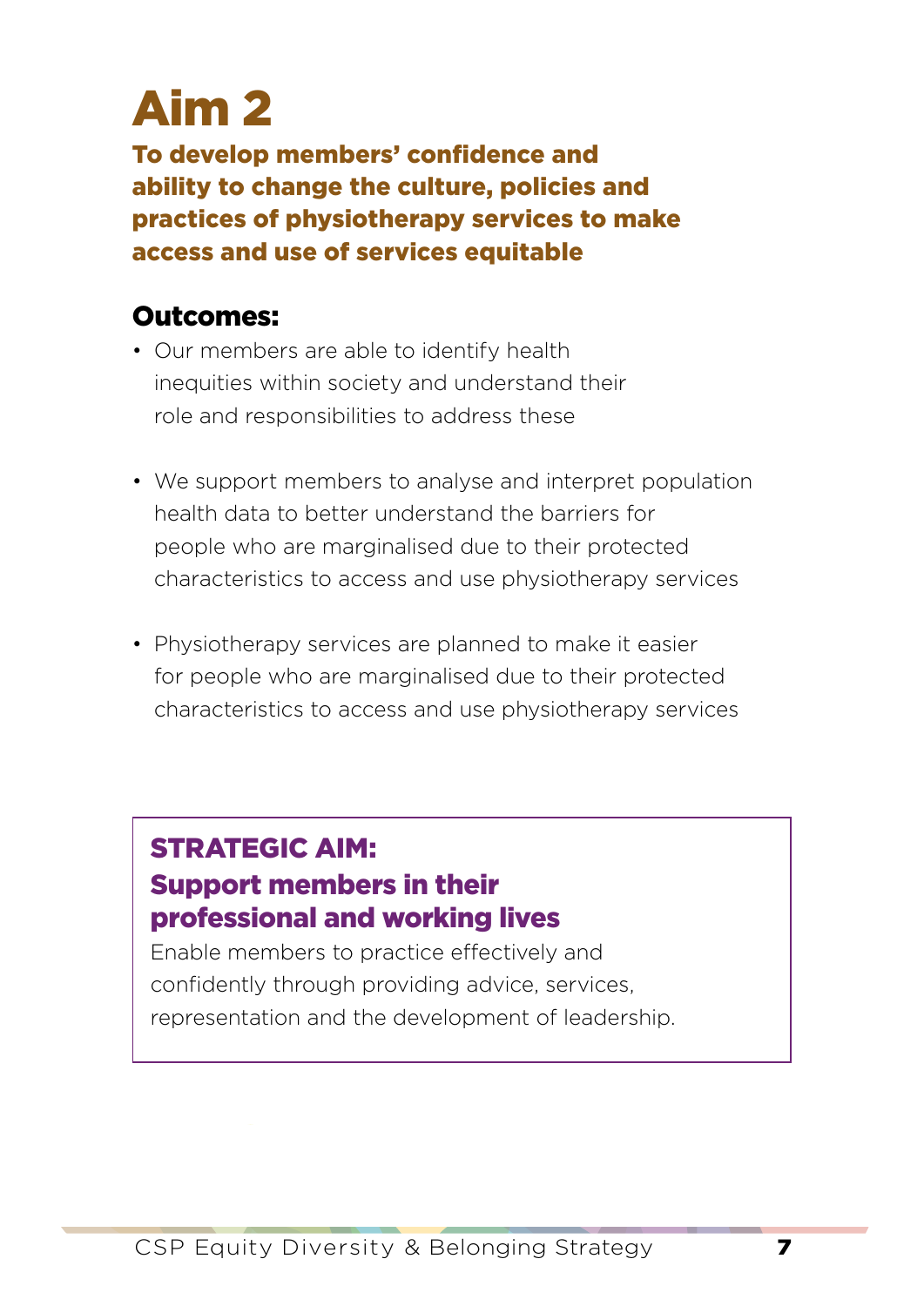# Aim 2

**To develop members' confidence and ability to change the culture, policies and practices of physiotherapy services to make access and use of services equitable**

## Outcomes:

- Our members are able to identify health inequities within society and understand their role and responsibilities to address these
- We support members to analyse and interpret population health data to better understand the barriers for people who are marginalised due to their protected characteristics to access and use physiotherapy services
- Physiotherapy services are planned to make it easier for people who are marginalised due to their protected characteristics to access and use physiotherapy services

**STRATEGIC AIM:**
**Support members in their professional and working lives**

Enable members to practice effectively and confidently through providing advice, services, representation and the development of leadership.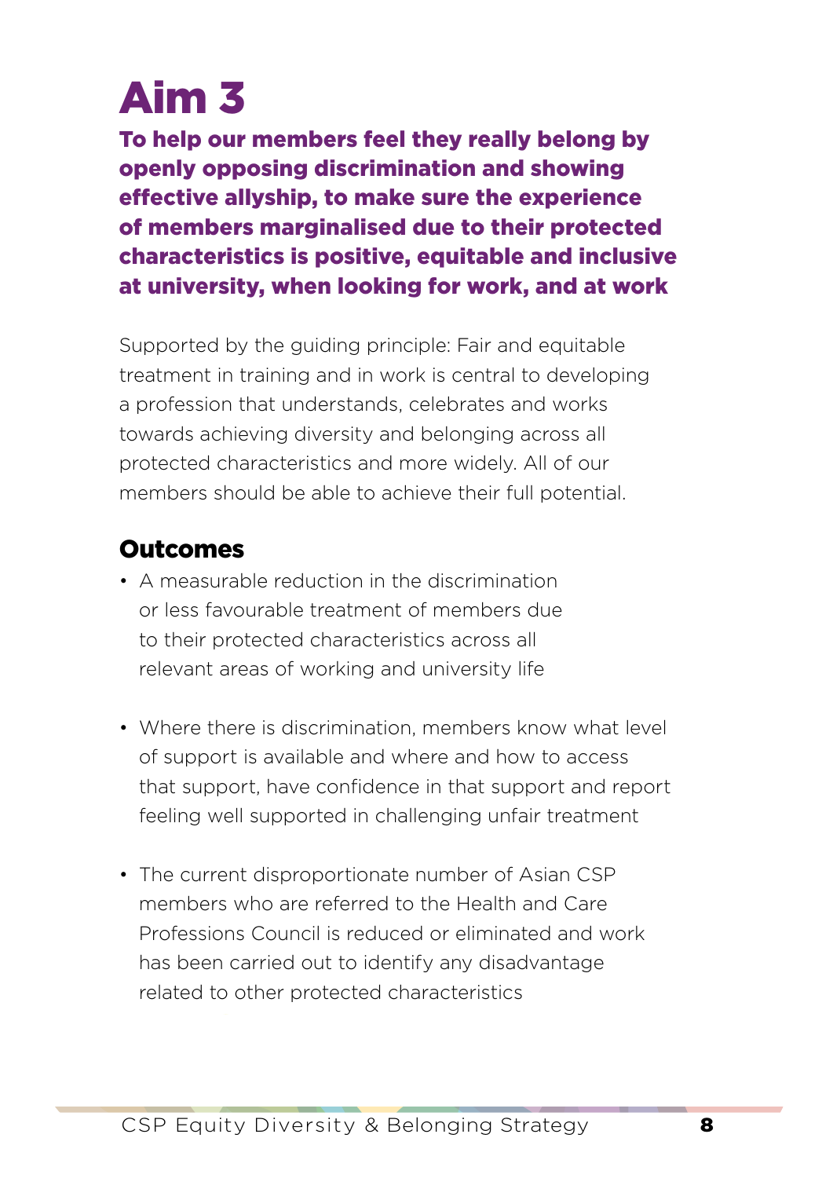# Aim 3

**To help our members feel they really belong by openly opposing discrimination and showing effective allyship, to make sure the experience of members marginalised due to their protected characteristics is positive, equitable and inclusive at university, when looking for work, and at work**

Supported by the guiding principle: Fair and equitable treatment in training and in work is central to developing a profession that understands, celebrates and works towards achieving diversity and belonging across all protected characteristics and more widely. All of our members should be able to achieve their full potential.

## Outcomes

- A measurable reduction in the discrimination or less favourable treatment of members due to their protected characteristics across all relevant areas of working and university life
- Where there is discrimination, members know what level of support is available and where and how to access that support, have confidence in that support and report feeling well supported in challenging unfair treatment
- The current disproportionate number of Asian CSP members who are referred to the Health and Care Professions Council is reduced or eliminated and work has been carried out to identify any disadvantage related to other protected characteristics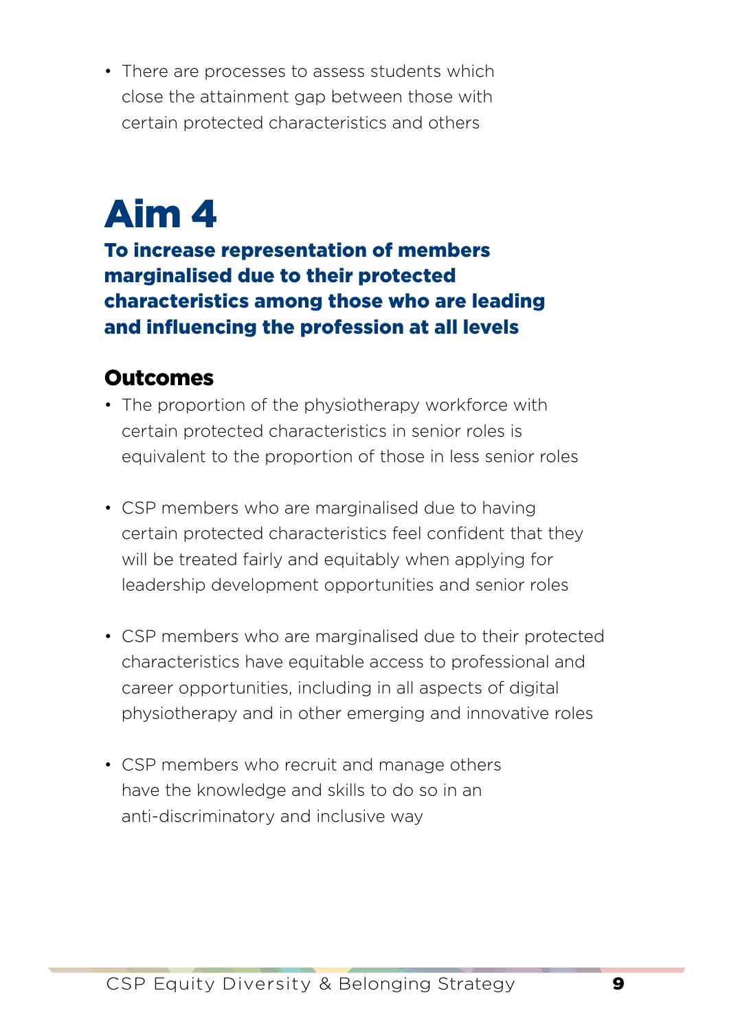- There are processes to assess students which close the attainment gap between those with certain protected characteristics and others

# Aim 4

**To increase representation of members marginalised due to their protected characteristics among those who are leading and influencing the profession at all levels**

## Outcomes

- The proportion of the physiotherapy workforce with certain protected characteristics in senior roles is equivalent to the proportion of those in less senior roles

- CSP members who are marginalised due to having certain protected characteristics feel confident that they will be treated fairly and equitably when applying for leadership development opportunities and senior roles

- CSP members who are marginalised due to their protected characteristics have equitable access to professional and career opportunities, including in all aspects of digital physiotherapy and in other emerging and innovative roles

- CSP members who recruit and manage others have the knowledge and skills to do so in an anti-discriminatory and inclusive way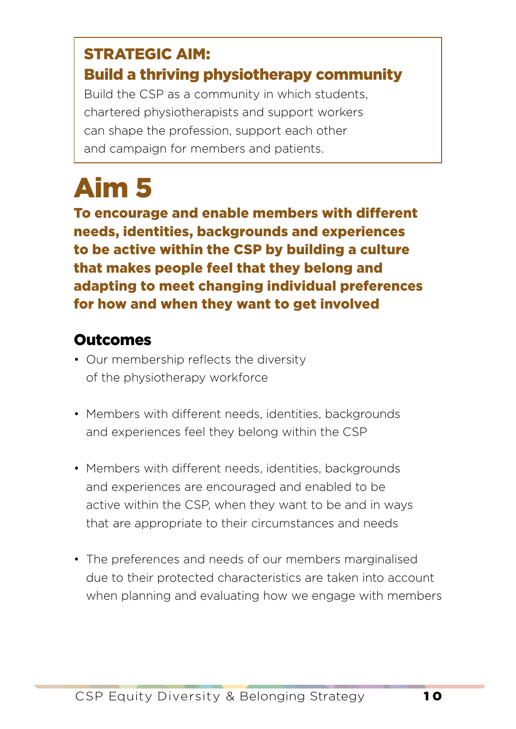**STRATEGIC AIM:**
**Build a thriving physiotherapy community**

Build the CSP as a community in which students, chartered physiotherapists and support workers can shape the profession, support each other and campaign for members and patients.

# Aim 5

**To encourage and enable members with different needs, identities, backgrounds and experiences to be active within the CSP by building a culture that makes people feel that they belong and adapting to meet changing individual preferences for how and when they want to get involved**

## Outcomes

- Our membership reflects the diversity of the physiotherapy workforce
- Members with different needs, identities, backgrounds and experiences feel they belong within the CSP
- Members with different needs, identities, backgrounds and experiences are encouraged and enabled to be active within the CSP, when they want to be and in ways that are appropriate to their circumstances and needs
- The preferences and needs of our members marginalised due to their protected characteristics are taken into account when planning and evaluating how we engage with members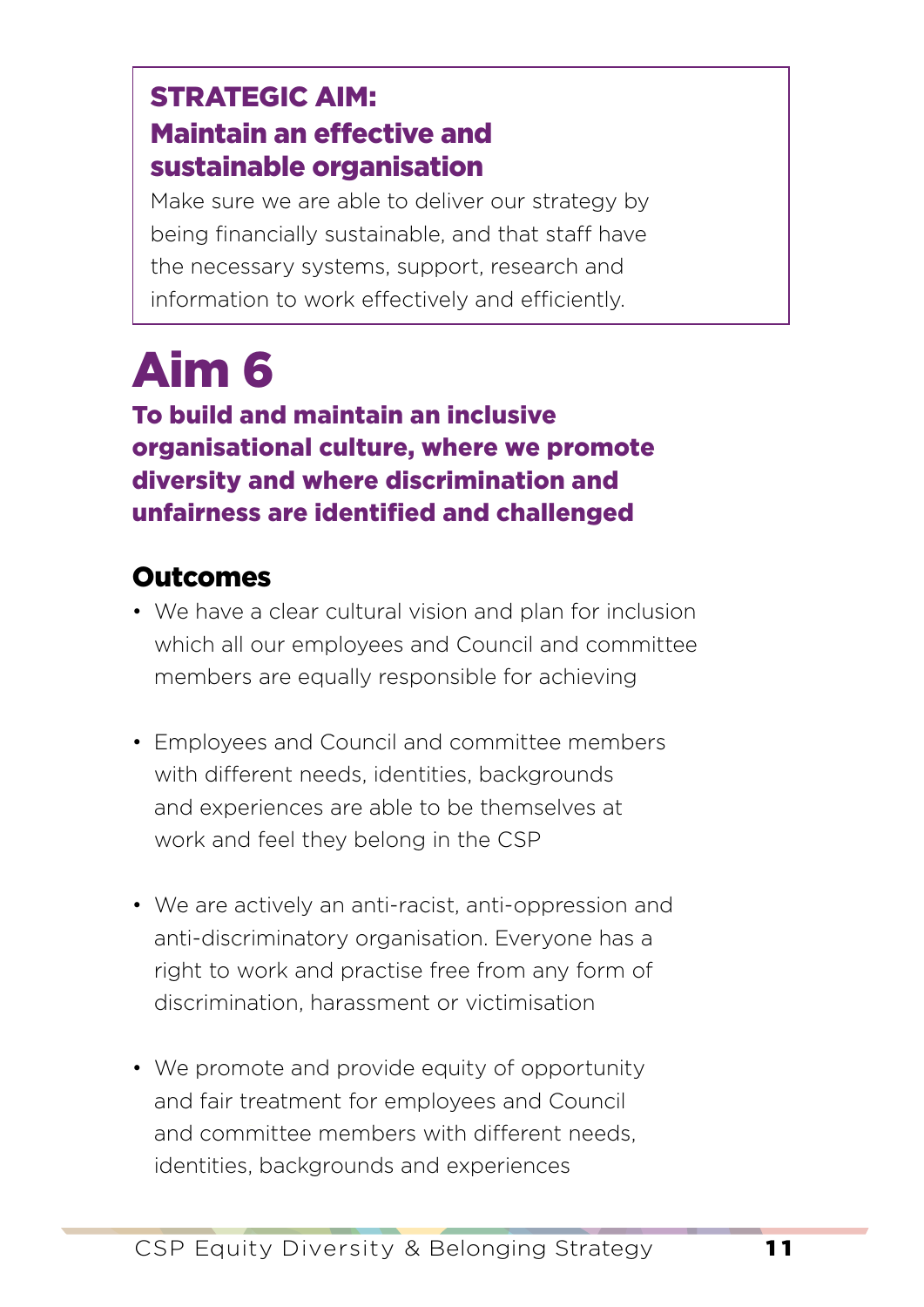**STRATEGIC AIM:**
**Maintain an effective and sustainable organisation**

Make sure we are able to deliver our strategy by being financially sustainable, and that staff have the necessary systems, support, research and information to work effectively and efficiently.

# Aim 6

**To build and maintain an inclusive organisational culture, where we promote diversity and where discrimination and unfairness are identified and challenged**

## Outcomes

- We have a clear cultural vision and plan for inclusion which all our employees and Council and committee members are equally responsible for achieving
- Employees and Council and committee members with different needs, identities, backgrounds and experiences are able to be themselves at work and feel they belong in the CSP
- We are actively an anti-racist, anti-oppression and anti-discriminatory organisation. Everyone has a right to work and practise free from any form of discrimination, harassment or victimisation
- We promote and provide equity of opportunity and fair treatment for employees and Council and committee members with different needs, identities, backgrounds and experiences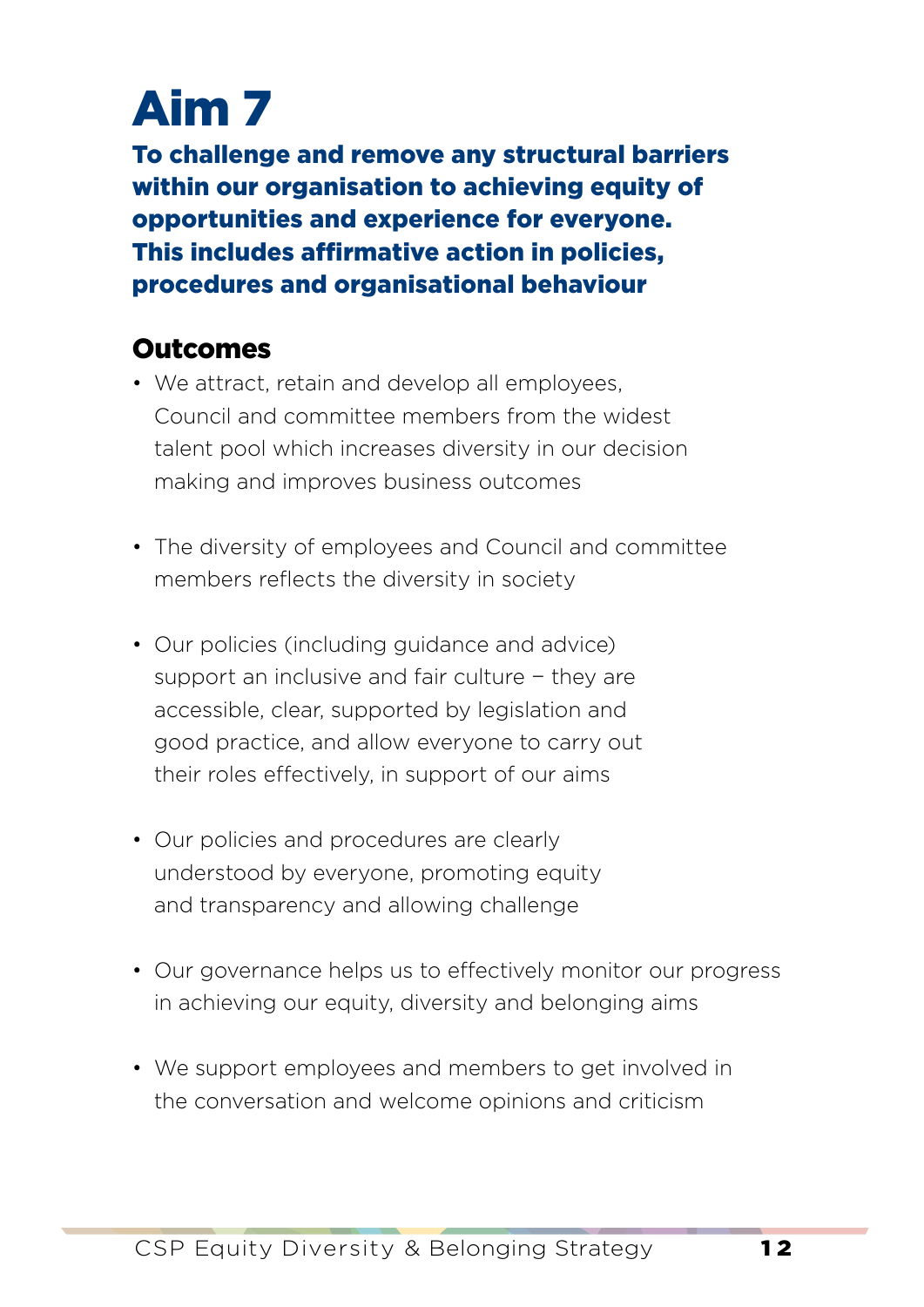# Aim 7

**To challenge and remove any structural barriers within our organisation to achieving equity of opportunities and experience for everyone. This includes affirmative action in policies, procedures and organisational behaviour**

## Outcomes

- We attract, retain and develop all employees, Council and committee members from the widest talent pool which increases diversity in our decision making and improves business outcomes
- The diversity of employees and Council and committee members reflects the diversity in society
- Our policies (including guidance and advice) support an inclusive and fair culture – they are accessible, clear, supported by legislation and good practice, and allow everyone to carry out their roles effectively, in support of our aims
- Our policies and procedures are clearly understood by everyone, promoting equity and transparency and allowing challenge
- Our governance helps us to effectively monitor our progress in achieving our equity, diversity and belonging aims
- We support employees and members to get involved in the conversation and welcome opinions and criticism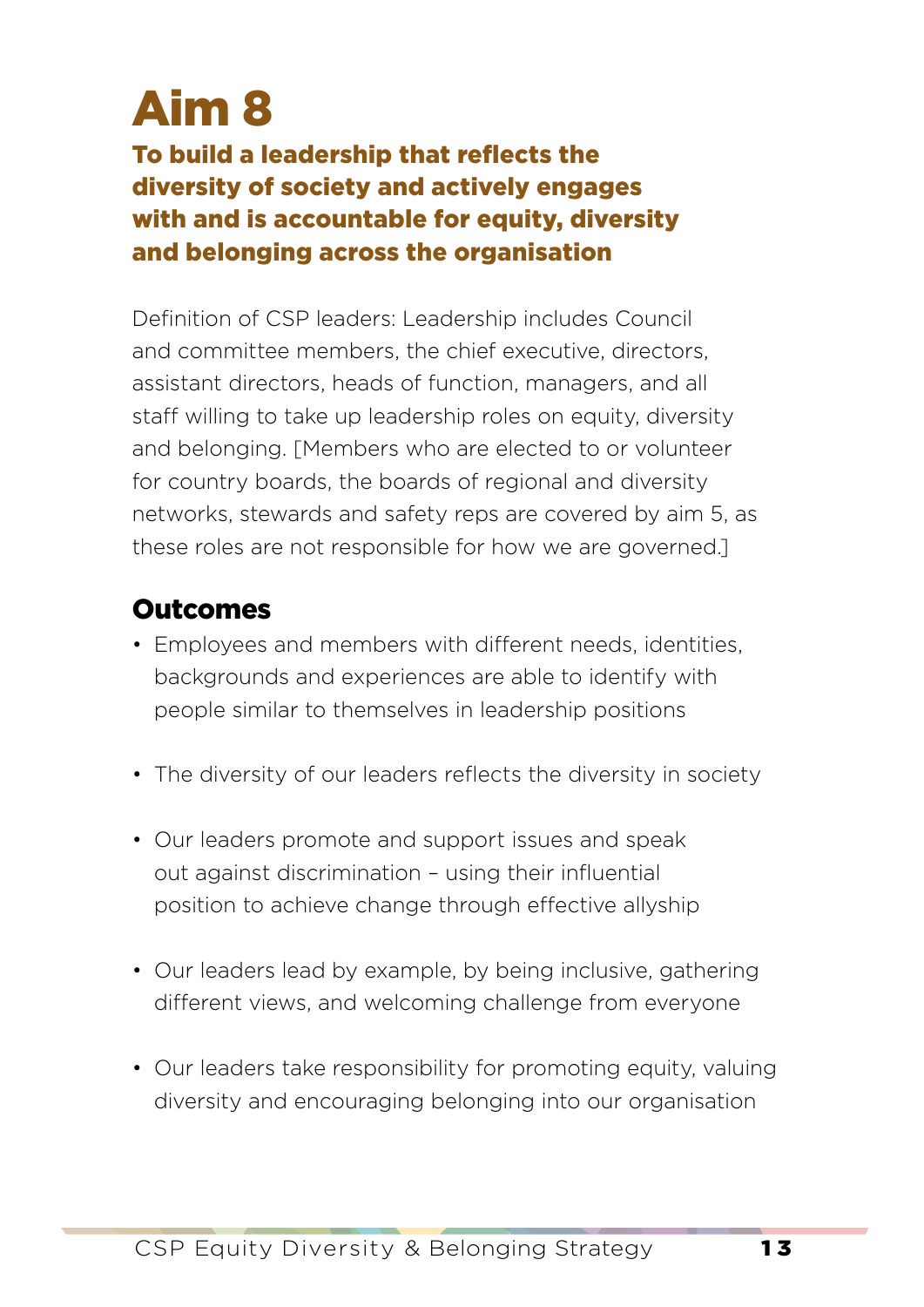# Aim 8

## To build a leadership that reflects the diversity of society and actively engages with and is accountable for equity, diversity and belonging across the organisation

Definition of CSP leaders: Leadership includes Council and committee members, the chief executive, directors, assistant directors, heads of function, managers, and all staff willing to take up leadership roles on equity, diversity and belonging. [Members who are elected to or volunteer for country boards, the boards of regional and diversity networks, stewards and safety reps are covered by aim 5, as these roles are not responsible for how we are governed.]

## Outcomes

- Employees and members with different needs, identities, backgrounds and experiences are able to identify with people similar to themselves in leadership positions
- The diversity of our leaders reflects the diversity in society
- Our leaders promote and support issues and speak out against discrimination – using their influential position to achieve change through effective allyship
- Our leaders lead by example, by being inclusive, gathering different views, and welcoming challenge from everyone
- Our leaders take responsibility for promoting equity, valuing diversity and encouraging belonging into our organisation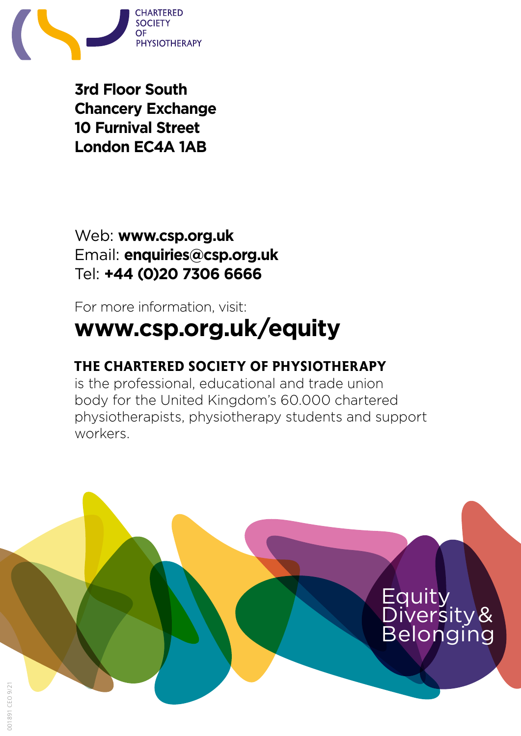CHARTERED SOCIETY OF PHYSIOTHERAPY

**3rd Floor South**
**Chancery Exchange**
**10 Furnival Street**
**London EC4A 1AB**

Web: **www.csp.org.uk**
Email: **enquiries@csp.org.uk**
Tel: **+44 (0)20 7306 6666**

For more information, visit:

## www.csp.org.uk/equity

**THE CHARTERED SOCIETY OF PHYSIOTHERAPY**
is the professional, educational and trade union body for the United Kingdom's 60.000 chartered physiotherapists, physiotherapy students and support workers.

Equity
Diversity &
Belonging

001891 CEO 9/21